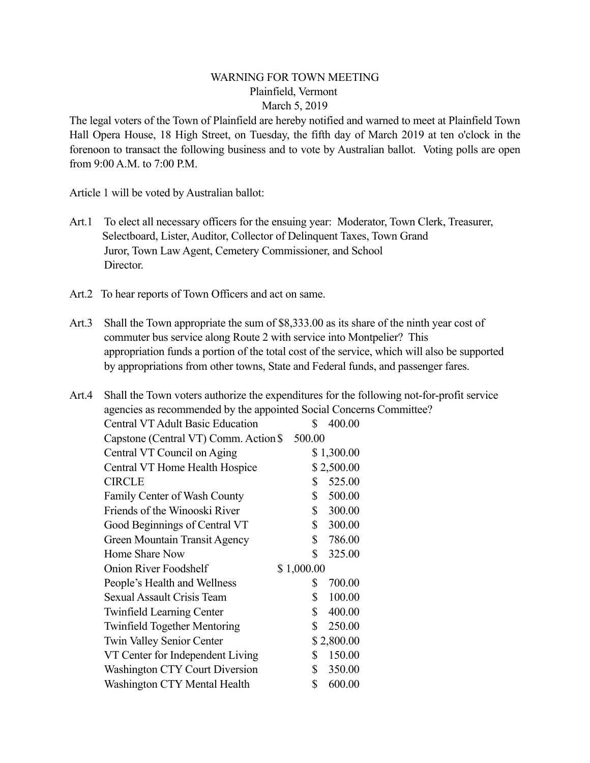# WARNING FOR TOWN MEETING

## Plainfield, Vermont

## March 5, 2019

The legal voters of the Town of Plainfield are hereby notified and warned to meet at Plainfield Town Hall Opera House, 18 High Street, on Tuesday, the fifth day of March 2019 at ten o'clock in the forenoon to transact the following business and to vote by Australian ballot. Voting polls are open from 9:00 A.M. to 7:00 P.M.

Article 1 will be voted by Australian ballot:

Art.1 To elect all necessary officers for the ensuing year: Moderator, Town Clerk, Treasurer, Selectboard, Lister, Auditor, Collector of Delinquent Taxes, Town Grand Juror, Town Law Agent, Cemetery Commissioner, and School Director.

Art.2 To hear reports of Town Officers and act on same.

Art.3 Shall the Town appropriate the sum of $8,333.00 as its share of the ninth year cost of commuter bus service along Route 2 with service into Montpelier? This appropriation funds a portion of the total cost of the service, which will also be supported by appropriations from other towns, State and Federal funds, and passenger fares.

Art.4 Shall the Town voters authorize the expenditures for the following not-for-profit service agencies as recommended by the appointed Social Concerns Committee?

| | |
|---|---|
| Central VT Adult Basic Education | $ 400.00 |
| Capstone (Central VT) Comm. Action | $ 500.00 |
| Central VT Council on Aging | $ 1,300.00 |
| Central VT Home Health Hospice | $ 2,500.00 |
| CIRCLE | $ 525.00 |
| Family Center of Wash County | $ 500.00 |
| Friends of the Winooski River | $ 300.00 |
| Good Beginnings of Central VT | $ 300.00 |
| Green Mountain Transit Agency | $ 786.00 |
| Home Share Now | $ 325.00 |
| Onion River Foodshelf | $ 1,000.00 |
| People's Health and Wellness | $ 700.00 |
| Sexual Assault Crisis Team | $ 100.00 |
| Twinfield Learning Center | $ 400.00 |
| Twinfield Together Mentoring | $ 250.00 |
| Twin Valley Senior Center | $ 2,800.00 |
| VT Center for Independent Living | $ 150.00 |
| Washington CTY Court Diversion | $ 350.00 |
| Washington CTY Mental Health | $ 600.00 |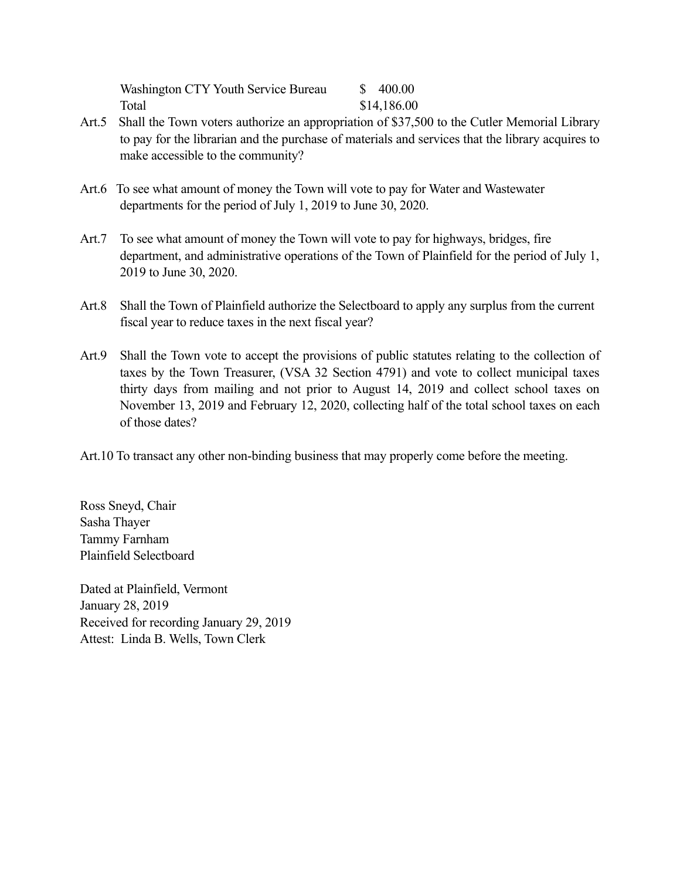| | |
|---|---|
| Washington CTY Youth Service Bureau | $ 400.00 |
| Total | $14,186.00 |

Art.5 Shall the Town voters authorize an appropriation of $37,500 to the Cutler Memorial Library to pay for the librarian and the purchase of materials and services that the library acquires to make accessible to the community?

Art.6 To see what amount of money the Town will vote to pay for Water and Wastewater departments for the period of July 1, 2019 to June 30, 2020.

Art.7 To see what amount of money the Town will vote to pay for highways, bridges, fire department, and administrative operations of the Town of Plainfield for the period of July 1, 2019 to June 30, 2020.

Art.8 Shall the Town of Plainfield authorize the Selectboard to apply any surplus from the current fiscal year to reduce taxes in the next fiscal year?

Art.9 Shall the Town vote to accept the provisions of public statutes relating to the collection of taxes by the Town Treasurer, (VSA 32 Section 4791) and vote to collect municipal taxes thirty days from mailing and not prior to August 14, 2019 and collect school taxes on November 13, 2019 and February 12, 2020, collecting half of the total school taxes on each of those dates?

Art.10 To transact any other non-binding business that may properly come before the meeting.

Ross Sneyd, Chair
Sasha Thayer
Tammy Farnham
Plainfield Selectboard

Dated at Plainfield, Vermont
January 28, 2019
Received for recording January 29, 2019
Attest: Linda B. Wells, Town Clerk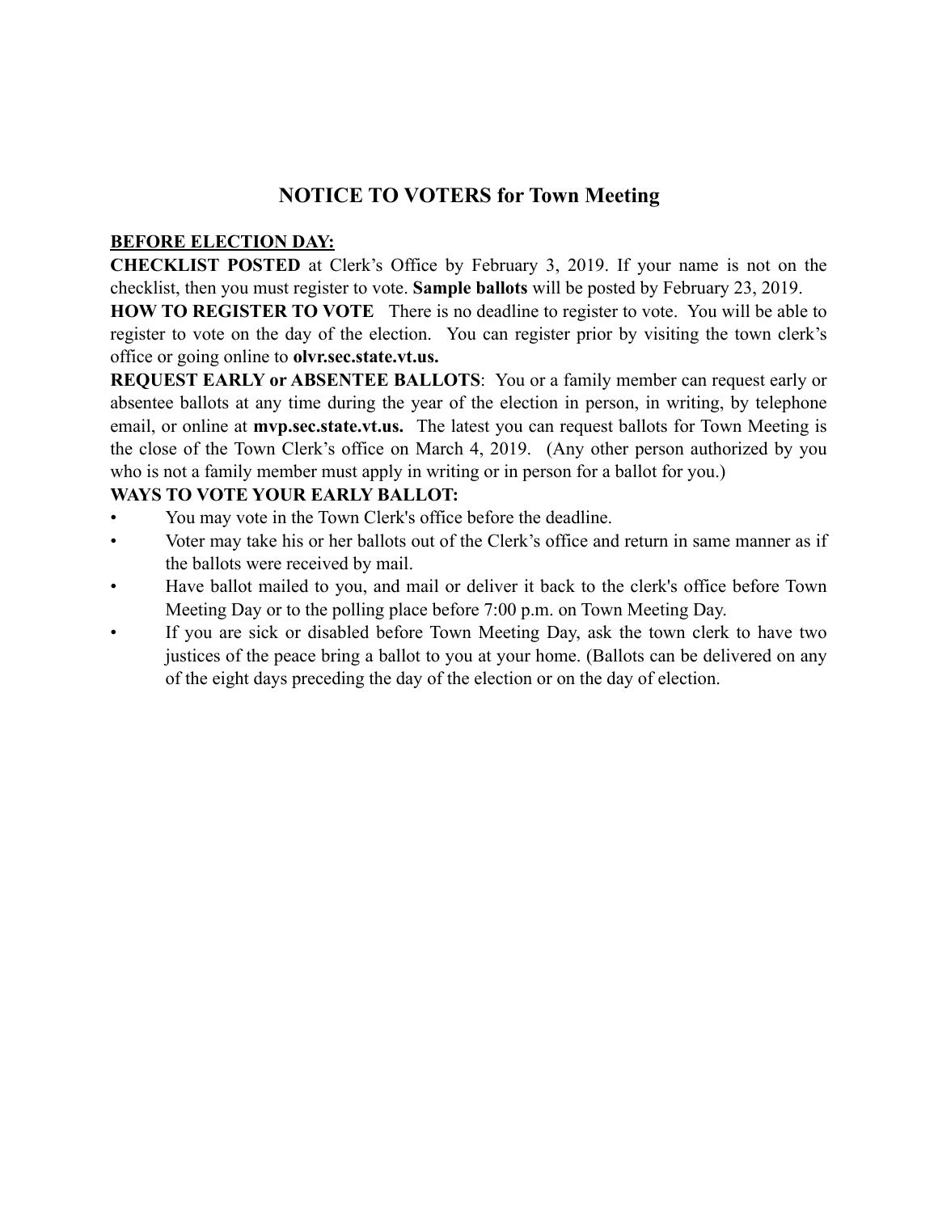## NOTICE TO VOTERS for Town Meeting

**BEFORE ELECTION DAY:**

**CHECKLIST POSTED** at Clerk's Office by February 3, 2019. If your name is not on the checklist, then you must register to vote. **Sample ballots** will be posted by February 23, 2019.

**HOW TO REGISTER TO VOTE** There is no deadline to register to vote. You will be able to register to vote on the day of the election. You can register prior by visiting the town clerk's office or going online to **olvr.sec.state.vt.us.**

**REQUEST EARLY or ABSENTEE BALLOTS**: You or a family member can request early or absentee ballots at any time during the year of the election in person, in writing, by telephone email, or online at **mvp.sec.state.vt.us.** The latest you can request ballots for Town Meeting is the close of the Town Clerk's office on March 4, 2019. (Any other person authorized by you who is not a family member must apply in writing or in person for a ballot for you.)

**WAYS TO VOTE YOUR EARLY BALLOT:**

- You may vote in the Town Clerk's office before the deadline.
- Voter may take his or her ballots out of the Clerk's office and return in same manner as if the ballots were received by mail.
- Have ballot mailed to you, and mail or deliver it back to the clerk's office before Town Meeting Day or to the polling place before 7:00 p.m. on Town Meeting Day.
- If you are sick or disabled before Town Meeting Day, ask the town clerk to have two justices of the peace bring a ballot to you at your home. (Ballots can be delivered on any of the eight days preceding the day of the election or on the day of election.